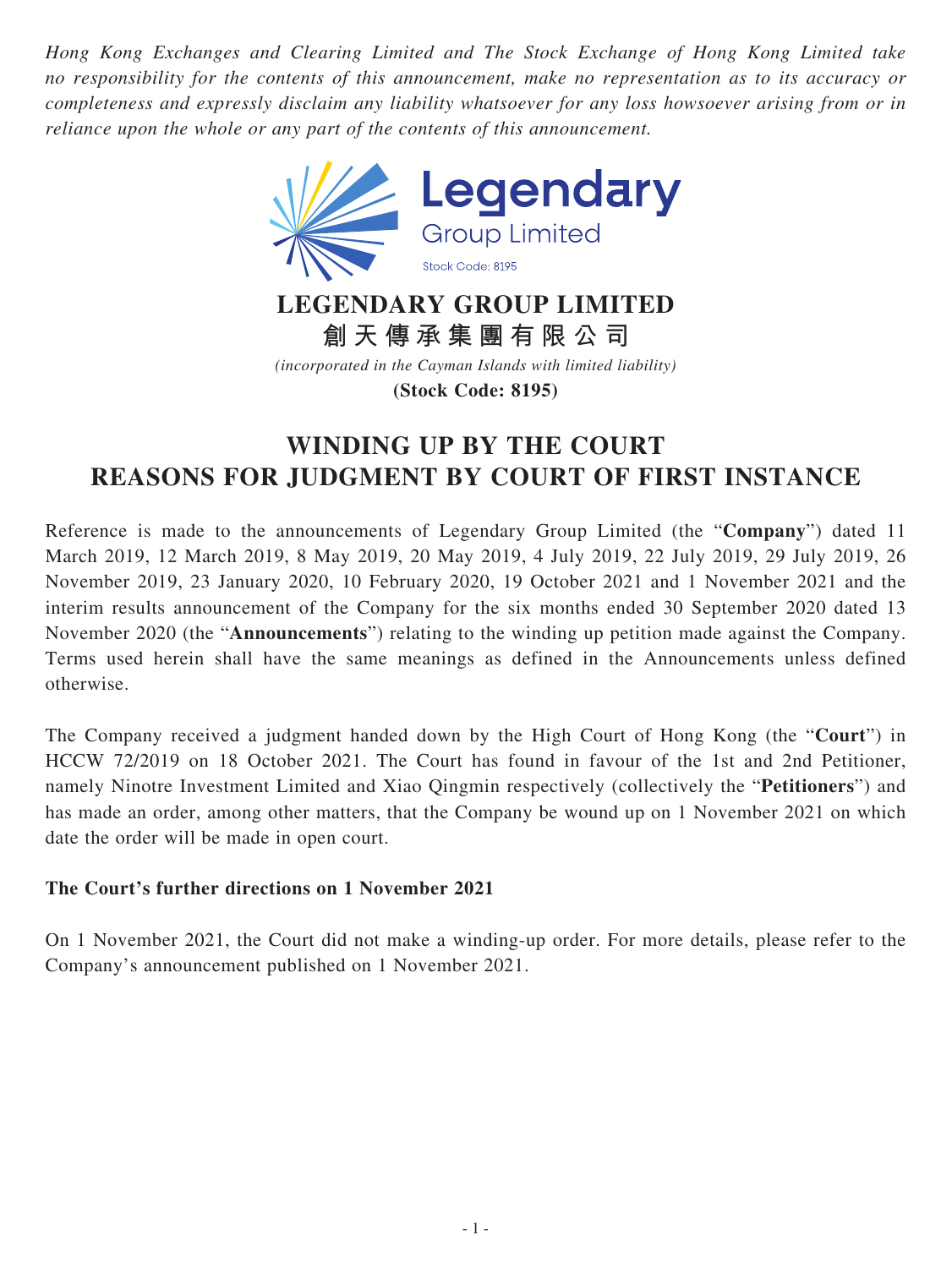*Hong Kong Exchanges and Clearing Limited and The Stock Exchange of Hong Kong Limited take no responsibility for the contents of this announcement, make no representation as to its accuracy or completeness and expressly disclaim any liability whatsoever for any loss howsoever arising from or in reliance upon the whole or any part of the contents of this announcement.*

**LEGENDARY GROUP LIMITED**

**創天傳承集團有限公司**

*(incorporated in the Cayman Islands with limited liability)*

**(Stock Code: 8195)**

# WINDING UP BY THE COURT REASONS FOR JUDGMENT BY COURT OF FIRST INSTANCE

Reference is made to the announcements of Legendary Group Limited (the "**Company**") dated 11 March 2019, 12 March 2019, 8 May 2019, 20 May 2019, 4 July 2019, 22 July 2019, 29 July 2019, 26 November 2019, 23 January 2020, 10 February 2020, 19 October 2021 and 1 November 2021 and the interim results announcement of the Company for the six months ended 30 September 2020 dated 13 November 2020 (the "**Announcements**") relating to the winding up petition made against the Company. Terms used herein shall have the same meanings as defined in the Announcements unless defined otherwise.

The Company received a judgment handed down by the High Court of Hong Kong (the "**Court**") in HCCW 72/2019 on 18 October 2021. The Court has found in favour of the 1st and 2nd Petitioner, namely Ninotre Investment Limited and Xiao Qingmin respectively (collectively the "**Petitioners**") and has made an order, among other matters, that the Company be wound up on 1 November 2021 on which date the order will be made in open court.

**The Court's further directions on 1 November 2021**

On 1 November 2021, the Court did not make a winding-up order. For more details, please refer to the Company's announcement published on 1 November 2021.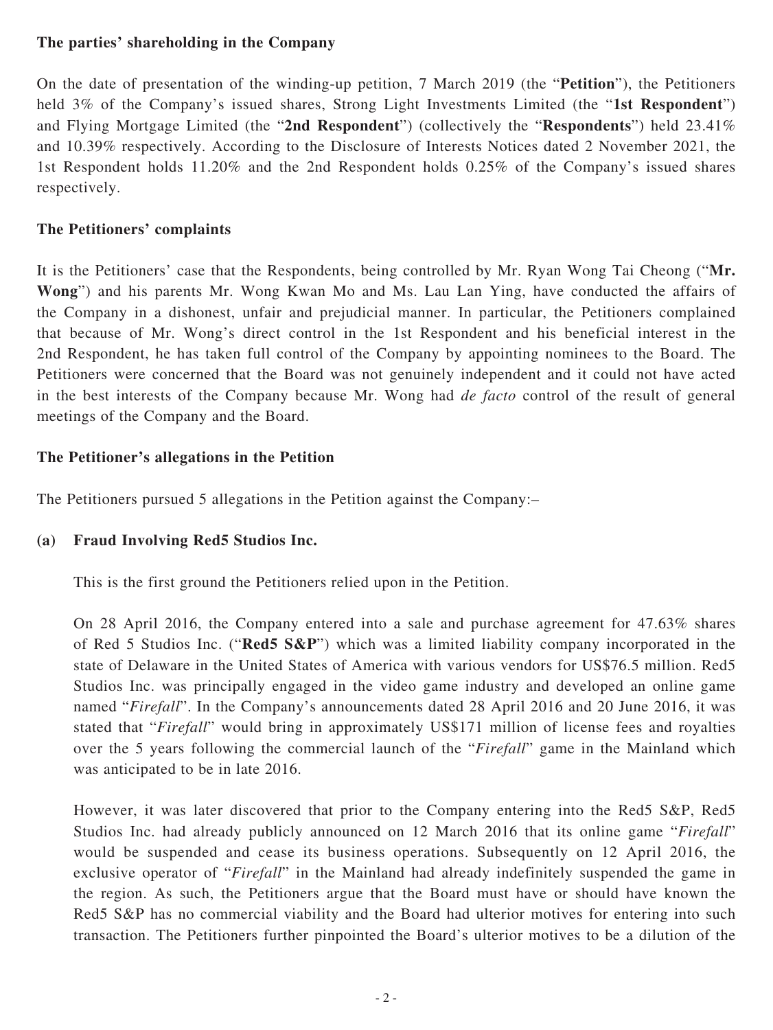**The parties' shareholding in the Company**

On the date of presentation of the winding-up petition, 7 March 2019 (the "**Petition**"), the Petitioners held 3% of the Company's issued shares, Strong Light Investments Limited (the "**1st Respondent**") and Flying Mortgage Limited (the "**2nd Respondent**") (collectively the "**Respondents**") held 23.41% and 10.39% respectively. According to the Disclosure of Interests Notices dated 2 November 2021, the 1st Respondent holds 11.20% and the 2nd Respondent holds 0.25% of the Company's issued shares respectively.

**The Petitioners' complaints**

It is the Petitioners' case that the Respondents, being controlled by Mr. Ryan Wong Tai Cheong ("**Mr. Wong**") and his parents Mr. Wong Kwan Mo and Ms. Lau Lan Ying, have conducted the affairs of the Company in a dishonest, unfair and prejudicial manner. In particular, the Petitioners complained that because of Mr. Wong's direct control in the 1st Respondent and his beneficial interest in the 2nd Respondent, he has taken full control of the Company by appointing nominees to the Board. The Petitioners were concerned that the Board was not genuinely independent and it could not have acted in the best interests of the Company because Mr. Wong had *de facto* control of the result of general meetings of the Company and the Board.

**The Petitioner's allegations in the Petition**

The Petitioners pursued 5 allegations in the Petition against the Company:–

**(a) Fraud Involving Red5 Studios Inc.**

This is the first ground the Petitioners relied upon in the Petition.

On 28 April 2016, the Company entered into a sale and purchase agreement for 47.63% shares of Red 5 Studios Inc. ("**Red5 S&P**") which was a limited liability company incorporated in the state of Delaware in the United States of America with various vendors for US$76.5 million. Red5 Studios Inc. was principally engaged in the video game industry and developed an online game named "*Firefall*". In the Company's announcements dated 28 April 2016 and 20 June 2016, it was stated that "*Firefall*" would bring in approximately US$171 million of license fees and royalties over the 5 years following the commercial launch of the "*Firefall*" game in the Mainland which was anticipated to be in late 2016.

However, it was later discovered that prior to the Company entering into the Red5 S&P, Red5 Studios Inc. had already publicly announced on 12 March 2016 that its online game "*Firefall*" would be suspended and cease its business operations. Subsequently on 12 April 2016, the exclusive operator of "*Firefall*" in the Mainland had already indefinitely suspended the game in the region. As such, the Petitioners argue that the Board must have or should have known the Red5 S&P has no commercial viability and the Board had ulterior motives for entering into such transaction. The Petitioners further pinpointed the Board's ulterior motives to be a dilution of the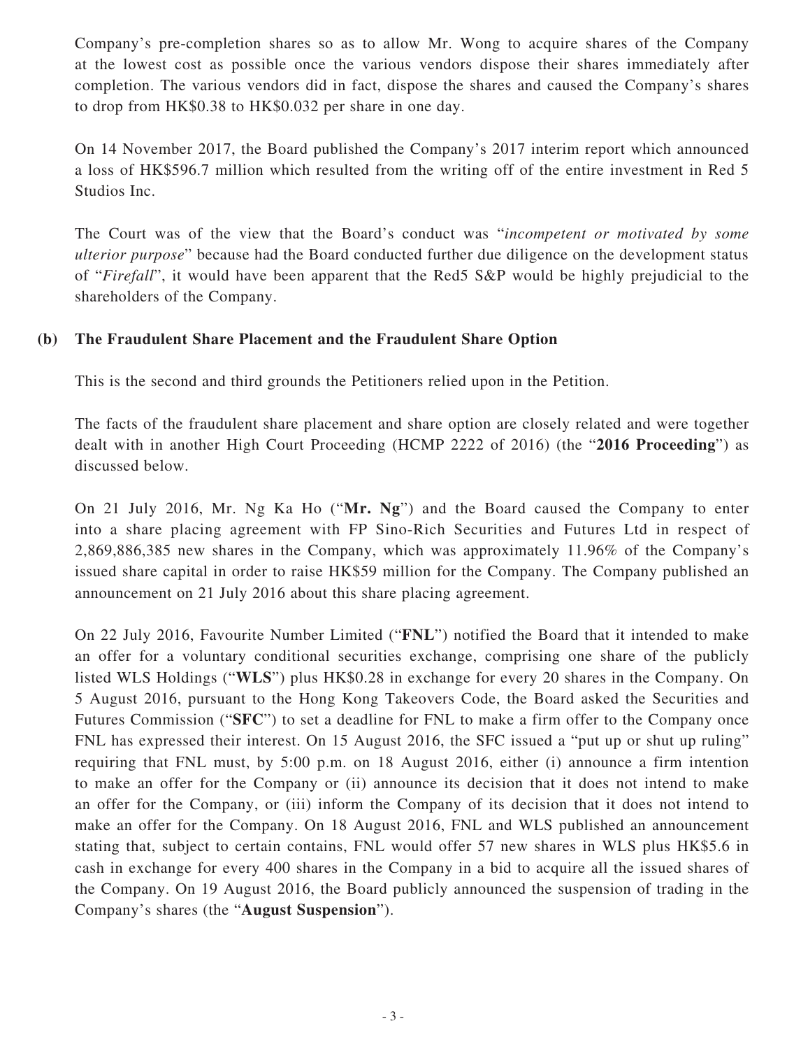Company's pre-completion shares so as to allow Mr. Wong to acquire shares of the Company at the lowest cost as possible once the various vendors dispose their shares immediately after completion. The various vendors did in fact, dispose the shares and caused the Company's shares to drop from HK$0.38 to HK$0.032 per share in one day.

On 14 November 2017, the Board published the Company's 2017 interim report which announced a loss of HK$596.7 million which resulted from the writing off of the entire investment in Red 5 Studios Inc.

The Court was of the view that the Board's conduct was "*incompetent or motivated by some ulterior purpose*" because had the Board conducted further due diligence on the development status of "*Firefall*", it would have been apparent that the Red5 S&P would be highly prejudicial to the shareholders of the Company.

**(b) The Fraudulent Share Placement and the Fraudulent Share Option**

This is the second and third grounds the Petitioners relied upon in the Petition.

The facts of the fraudulent share placement and share option are closely related and were together dealt with in another High Court Proceeding (HCMP 2222 of 2016) (the "**2016 Proceeding**") as discussed below.

On 21 July 2016, Mr. Ng Ka Ho ("**Mr. Ng**") and the Board caused the Company to enter into a share placing agreement with FP Sino-Rich Securities and Futures Ltd in respect of 2,869,886,385 new shares in the Company, which was approximately 11.96% of the Company's issued share capital in order to raise HK$59 million for the Company. The Company published an announcement on 21 July 2016 about this share placing agreement.

On 22 July 2016, Favourite Number Limited ("**FNL**") notified the Board that it intended to make an offer for a voluntary conditional securities exchange, comprising one share of the publicly listed WLS Holdings ("**WLS**") plus HK$0.28 in exchange for every 20 shares in the Company. On 5 August 2016, pursuant to the Hong Kong Takeovers Code, the Board asked the Securities and Futures Commission ("**SFC**") to set a deadline for FNL to make a firm offer to the Company once FNL has expressed their interest. On 15 August 2016, the SFC issued a "put up or shut up ruling" requiring that FNL must, by 5:00 p.m. on 18 August 2016, either (i) announce a firm intention to make an offer for the Company or (ii) announce its decision that it does not intend to make an offer for the Company, or (iii) inform the Company of its decision that it does not intend to make an offer for the Company. On 18 August 2016, FNL and WLS published an announcement stating that, subject to certain contains, FNL would offer 57 new shares in WLS plus HK$5.6 in cash in exchange for every 400 shares in the Company in a bid to acquire all the issued shares of the Company. On 19 August 2016, the Board publicly announced the suspension of trading in the Company's shares (the "**August Suspension**").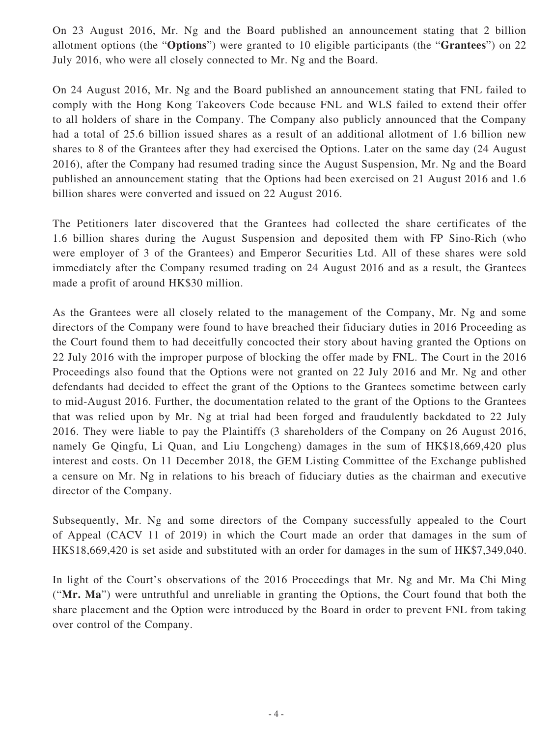On 23 August 2016, Mr. Ng and the Board published an announcement stating that 2 billion allotment options (the "**Options**") were granted to 10 eligible participants (the "**Grantees**") on 22 July 2016, who were all closely connected to Mr. Ng and the Board.

On 24 August 2016, Mr. Ng and the Board published an announcement stating that FNL failed to comply with the Hong Kong Takeovers Code because FNL and WLS failed to extend their offer to all holders of share in the Company. The Company also publicly announced that the Company had a total of 25.6 billion issued shares as a result of an additional allotment of 1.6 billion new shares to 8 of the Grantees after they had exercised the Options. Later on the same day (24 August 2016), after the Company had resumed trading since the August Suspension, Mr. Ng and the Board published an announcement stating that the Options had been exercised on 21 August 2016 and 1.6 billion shares were converted and issued on 22 August 2016.

The Petitioners later discovered that the Grantees had collected the share certificates of the 1.6 billion shares during the August Suspension and deposited them with FP Sino-Rich (who were employer of 3 of the Grantees) and Emperor Securities Ltd. All of these shares were sold immediately after the Company resumed trading on 24 August 2016 and as a result, the Grantees made a profit of around HK$30 million.

As the Grantees were all closely related to the management of the Company, Mr. Ng and some directors of the Company were found to have breached their fiduciary duties in 2016 Proceeding as the Court found them to had deceitfully concocted their story about having granted the Options on 22 July 2016 with the improper purpose of blocking the offer made by FNL. The Court in the 2016 Proceedings also found that the Options were not granted on 22 July 2016 and Mr. Ng and other defendants had decided to effect the grant of the Options to the Grantees sometime between early to mid-August 2016. Further, the documentation related to the grant of the Options to the Grantees that was relied upon by Mr. Ng at trial had been forged and fraudulently backdated to 22 July 2016. They were liable to pay the Plaintiffs (3 shareholders of the Company on 26 August 2016, namely Ge Qingfu, Li Quan, and Liu Longcheng) damages in the sum of HK$18,669,420 plus interest and costs. On 11 December 2018, the GEM Listing Committee of the Exchange published a censure on Mr. Ng in relations to his breach of fiduciary duties as the chairman and executive director of the Company.

Subsequently, Mr. Ng and some directors of the Company successfully appealed to the Court of Appeal (CACV 11 of 2019) in which the Court made an order that damages in the sum of HK$18,669,420 is set aside and substituted with an order for damages in the sum of HK$7,349,040.

In light of the Court's observations of the 2016 Proceedings that Mr. Ng and Mr. Ma Chi Ming ("**Mr. Ma**") were untruthful and unreliable in granting the Options, the Court found that both the share placement and the Option were introduced by the Board in order to prevent FNL from taking over control of the Company.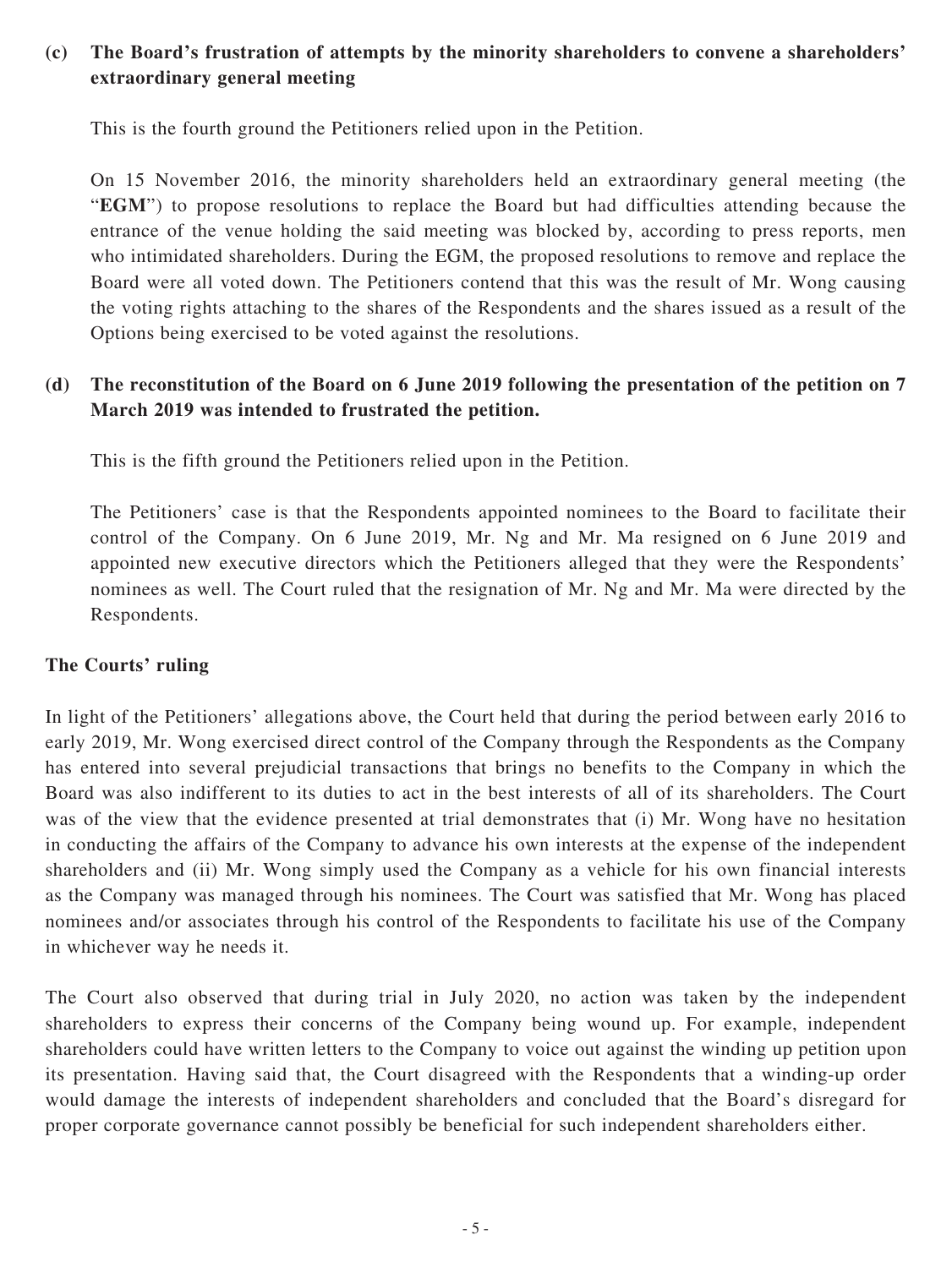**(c) The Board's frustration of attempts by the minority shareholders to convene a shareholders' extraordinary general meeting**

This is the fourth ground the Petitioners relied upon in the Petition.

On 15 November 2016, the minority shareholders held an extraordinary general meeting (the "**EGM**") to propose resolutions to replace the Board but had difficulties attending because the entrance of the venue holding the said meeting was blocked by, according to press reports, men who intimidated shareholders. During the EGM, the proposed resolutions to remove and replace the Board were all voted down. The Petitioners contend that this was the result of Mr. Wong causing the voting rights attaching to the shares of the Respondents and the shares issued as a result of the Options being exercised to be voted against the resolutions.

**(d) The reconstitution of the Board on 6 June 2019 following the presentation of the petition on 7 March 2019 was intended to frustrated the petition.**

This is the fifth ground the Petitioners relied upon in the Petition.

The Petitioners' case is that the Respondents appointed nominees to the Board to facilitate their control of the Company. On 6 June 2019, Mr. Ng and Mr. Ma resigned on 6 June 2019 and appointed new executive directors which the Petitioners alleged that they were the Respondents' nominees as well. The Court ruled that the resignation of Mr. Ng and Mr. Ma were directed by the Respondents.

**The Courts' ruling**

In light of the Petitioners' allegations above, the Court held that during the period between early 2016 to early 2019, Mr. Wong exercised direct control of the Company through the Respondents as the Company has entered into several prejudicial transactions that brings no benefits to the Company in which the Board was also indifferent to its duties to act in the best interests of all of its shareholders. The Court was of the view that the evidence presented at trial demonstrates that (i) Mr. Wong have no hesitation in conducting the affairs of the Company to advance his own interests at the expense of the independent shareholders and (ii) Mr. Wong simply used the Company as a vehicle for his own financial interests as the Company was managed through his nominees. The Court was satisfied that Mr. Wong has placed nominees and/or associates through his control of the Respondents to facilitate his use of the Company in whichever way he needs it.

The Court also observed that during trial in July 2020, no action was taken by the independent shareholders to express their concerns of the Company being wound up. For example, independent shareholders could have written letters to the Company to voice out against the winding up petition upon its presentation. Having said that, the Court disagreed with the Respondents that a winding-up order would damage the interests of independent shareholders and concluded that the Board's disregard for proper corporate governance cannot possibly be beneficial for such independent shareholders either.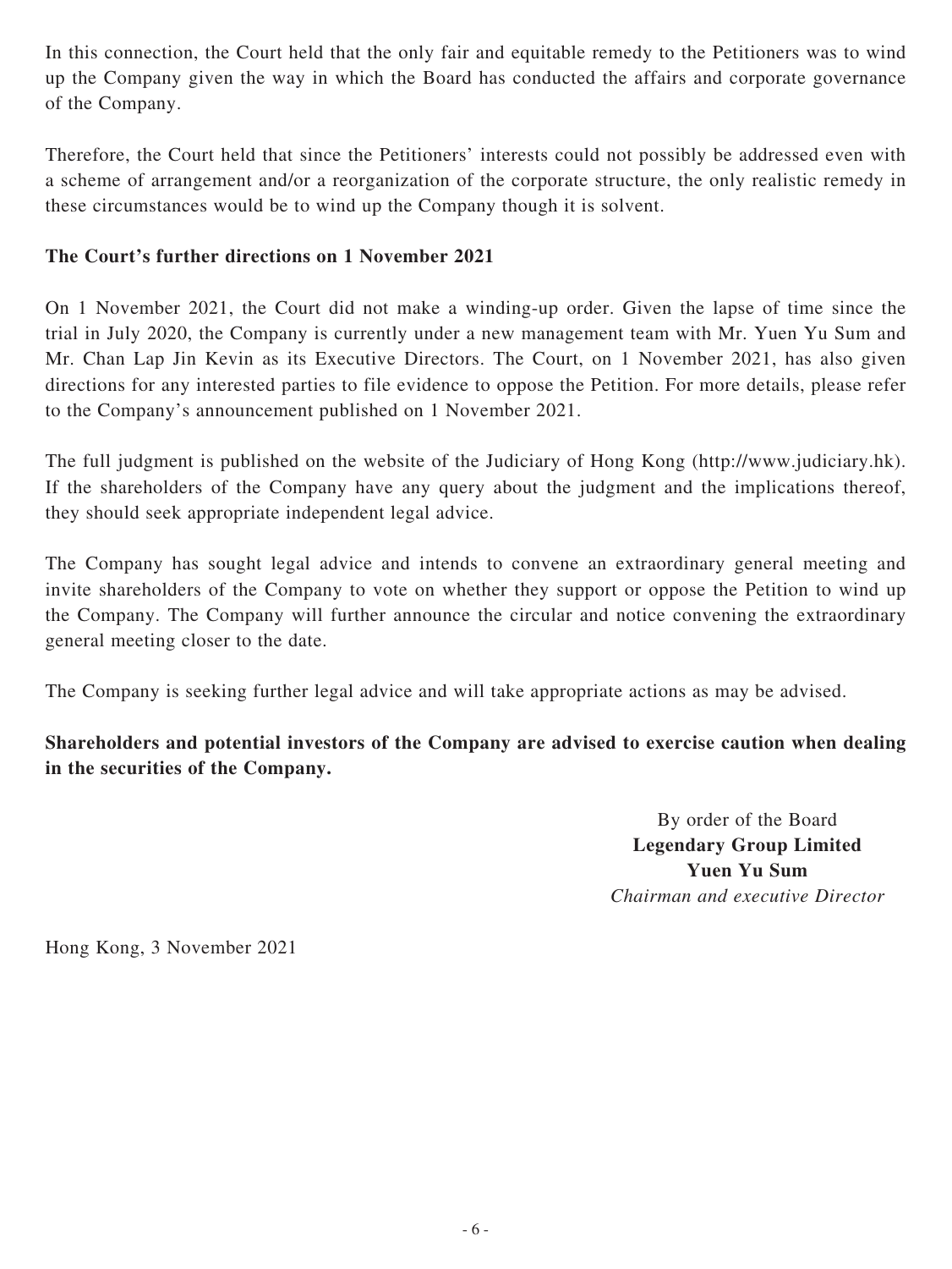In this connection, the Court held that the only fair and equitable remedy to the Petitioners was to wind up the Company given the way in which the Board has conducted the affairs and corporate governance of the Company.

Therefore, the Court held that since the Petitioners' interests could not possibly be addressed even with a scheme of arrangement and/or a reorganization of the corporate structure, the only realistic remedy in these circumstances would be to wind up the Company though it is solvent.

**The Court's further directions on 1 November 2021**

On 1 November 2021, the Court did not make a winding-up order. Given the lapse of time since the trial in July 2020, the Company is currently under a new management team with Mr. Yuen Yu Sum and Mr. Chan Lap Jin Kevin as its Executive Directors. The Court, on 1 November 2021, has also given directions for any interested parties to file evidence to oppose the Petition. For more details, please refer to the Company's announcement published on 1 November 2021.

The full judgment is published on the website of the Judiciary of Hong Kong (http://www.judiciary.hk). If the shareholders of the Company have any query about the judgment and the implications thereof, they should seek appropriate independent legal advice.

The Company has sought legal advice and intends to convene an extraordinary general meeting and invite shareholders of the Company to vote on whether they support or oppose the Petition to wind up the Company. The Company will further announce the circular and notice convening the extraordinary general meeting closer to the date.

The Company is seeking further legal advice and will take appropriate actions as may be advised.

**Shareholders and potential investors of the Company are advised to exercise caution when dealing in the securities of the Company.**

By order of the Board
**Legendary Group Limited**
**Yuen Yu Sum**
*Chairman and executive Director*

Hong Kong, 3 November 2021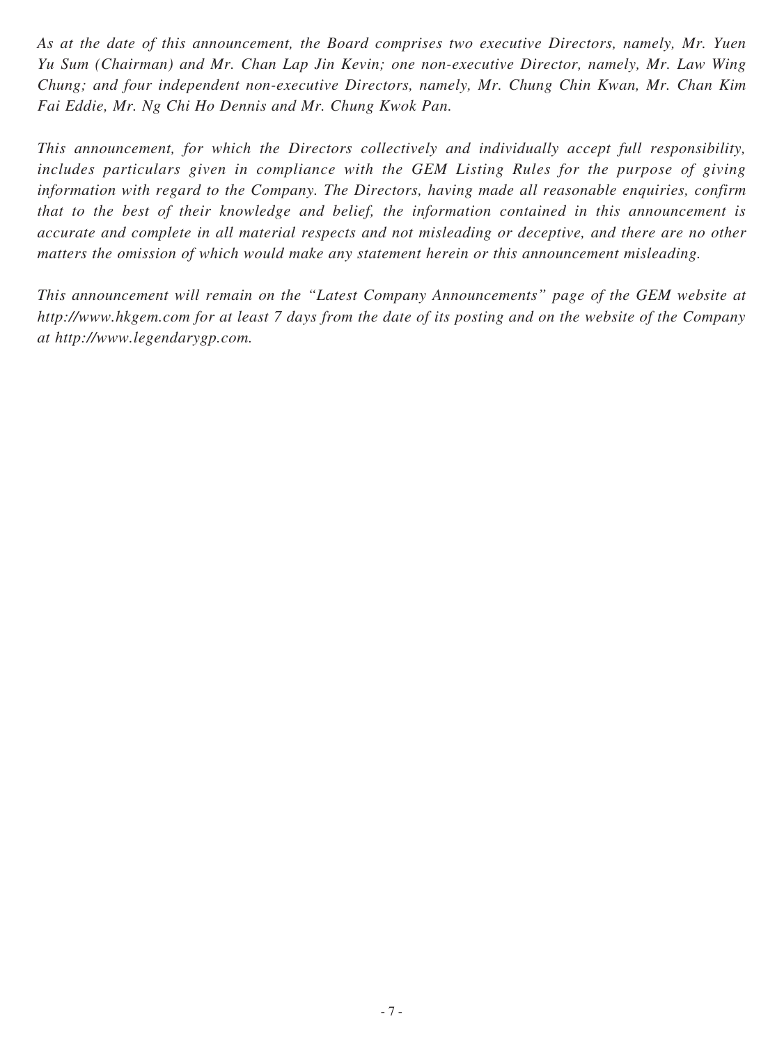*As at the date of this announcement, the Board comprises two executive Directors, namely, Mr. Yuen Yu Sum (Chairman) and Mr. Chan Lap Jin Kevin; one non-executive Director, namely, Mr. Law Wing Chung; and four independent non-executive Directors, namely, Mr. Chung Chin Kwan, Mr. Chan Kim Fai Eddie, Mr. Ng Chi Ho Dennis and Mr. Chung Kwok Pan.*

*This announcement, for which the Directors collectively and individually accept full responsibility, includes particulars given in compliance with the GEM Listing Rules for the purpose of giving information with regard to the Company. The Directors, having made all reasonable enquiries, confirm that to the best of their knowledge and belief, the information contained in this announcement is accurate and complete in all material respects and not misleading or deceptive, and there are no other matters the omission of which would make any statement herein or this announcement misleading.*

*This announcement will remain on the "Latest Company Announcements" page of the GEM website at http://www.hkgem.com for at least 7 days from the date of its posting and on the website of the Company at http://www.legendarygp.com.*